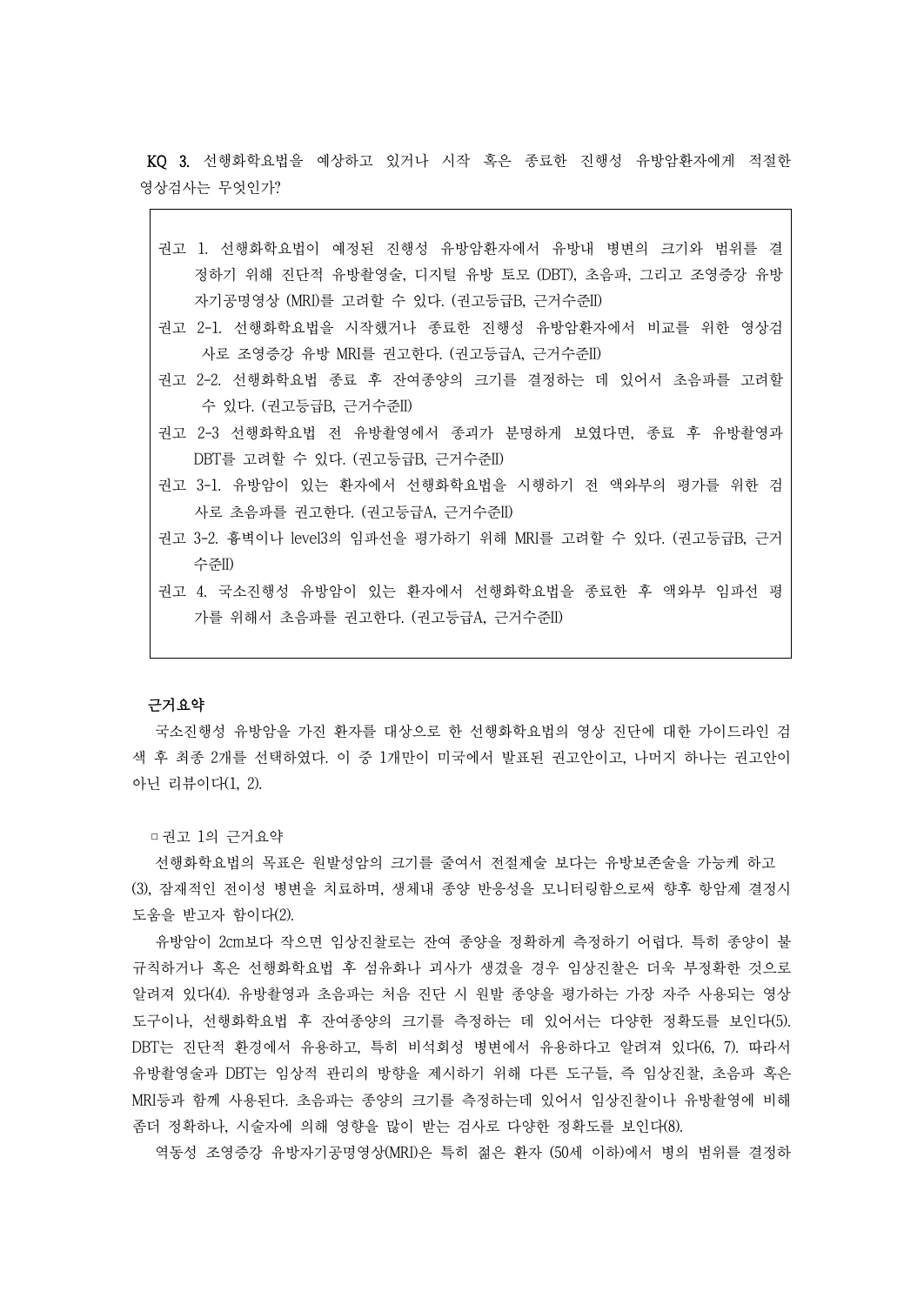**KQ 3.** 선행화학요법을 예상하고 있거나 시작 혹은 종료한 진행성 유방암환자에게 적절한 영상검사는 무엇인가?

> 권고 1. 선행화학요법이 예정된 진행성 유방암환자에서 유방내 병변의 크기와 범위를 결정하기 위해 진단적 유방촬영술, 디지털 유방 토모 (DBT), 초음파, 그리고 조영증강 유방 자기공명영상 (MRI)를 고려할 수 있다. (권고등급B, 근거수준II)
>
> 권고 2-1. 선행화학요법을 시작했거나 종료한 진행성 유방암환자에서 비교를 위한 영상검사로 조영증강 유방 MRI를 권고한다. (권고등급A, 근거수준II)
>
> 권고 2-2. 선행화학요법 종료 후 잔여종양의 크기를 결정하는 데 있어서 초음파를 고려할 수 있다. (권고등급B, 근거수준II)
>
> 권고 2-3 선행화학요법 전 유방촬영에서 종괴가 분명하게 보였다면, 종료 후 유방촬영과 DBT를 고려할 수 있다. (권고등급B, 근거수준II)
>
> 권고 3-1. 유방암이 있는 환자에서 선행화학요법을 시행하기 전 액와부의 평가를 위한 검사로 초음파를 권고한다. (권고등급A, 근거수준II)
>
> 권고 3-2. 흉벽이나 level3의 임파선을 평가하기 위해 MRI를 고려할 수 있다. (권고등급B, 근거수준II)
>
> 권고 4. 국소진행성 유방암이 있는 환자에서 선행화학요법을 종료한 후 액와부 임파선 평가를 위해서 초음파를 권고한다. (권고등급A, 근거수준II)

**근거요약**

국소진행성 유방암을 가진 환자를 대상으로 한 선행화학요법의 영상 진단에 대한 가이드라인 검색 후 최종 2개를 선택하였다. 이 중 1개만이 미국에서 발표된 권고안이고, 나머지 하나는 권고안이 아닌 리뷰이다(1, 2).

▫ 권고 1의 근거요약

선행화학요법의 목표은 원발성암의 크기를 줄여서 전절제술 보다는 유방보존술을 가능케 하고(3), 잠재적인 전이성 병변을 치료하며, 생체내 종양 반응성을 모니터링함으로써 향후 항암제 결정시 도움을 받고자 함이다(2).

유방암이 2cm보다 작으면 임상진찰로는 잔여 종양을 정확하게 측정하기 어렵다. 특히 종양이 불규칙하거나 혹은 선행화학요법 후 섬유화나 괴사가 생겼을 경우 임상진찰은 더욱 부정확한 것으로 알려져 있다(4). 유방촬영과 초음파는 처음 진단 시 원발 종양을 평가하는 가장 자주 사용되는 영상도구이나, 선행화학요법 후 잔여종양의 크기를 측정하는 데 있어서는 다양한 정확도를 보인다(5). DBT는 진단적 환경에서 유용하고, 특히 비석회성 병변에서 유용하다고 알려져 있다(6, 7). 따라서 유방촬영술과 DBT는 임상적 관리의 방향을 제시하기 위해 다른 도구들, 즉 임상진찰, 초음파 혹은 MRI등과 함께 사용된다. 초음파는 종양의 크기를 측정하는데 있어서 임상진찰이나 유방촬영에 비해 좀더 정확하나, 시술자에 의해 영향을 많이 받는 검사로 다양한 정확도를 보인다(8).

역동성 조영증강 유방자기공명영상(MRI)은 특히 젊은 환자 (50세 이하)에서 병의 범위를 결정하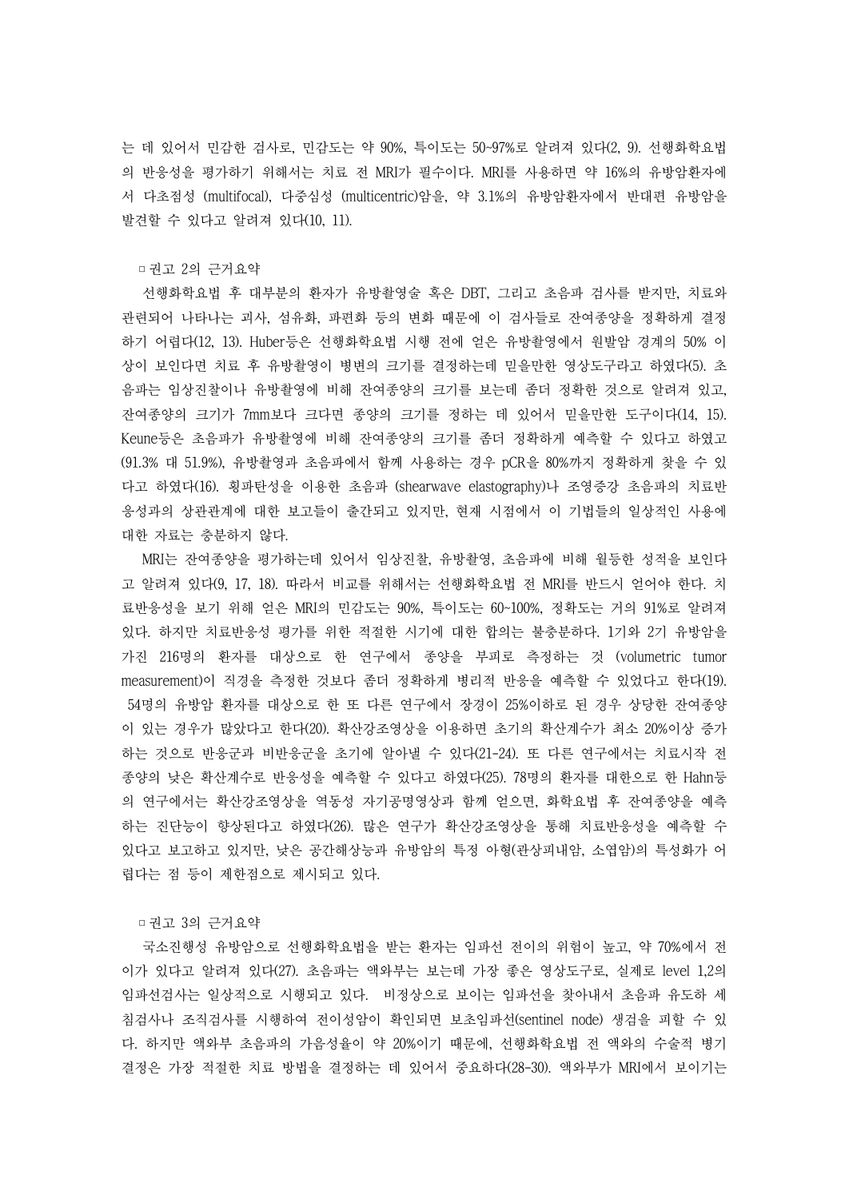는 데 있어서 민감한 검사로, 민감도는 약 90%, 특이도는 50~97%로 알려져 있다(2, 9). 선행화학요법의 반응성을 평가하기 위해서는 치료 전 MRI가 필수이다. MRI를 사용하면 약 16%의 유방암환자에서 다초점성 (multifocal), 다중심성 (multicentric)암을, 약 3.1%의 유방암환자에서 반대편 유방암을 발견할 수 있다고 알려져 있다(10, 11).

□ 권고 2의 근거요약

선행화학요법 후 대부분의 환자가 유방촬영술 혹은 DBT, 그리고 초음파 검사를 받지만, 치료와 관련되어 나타나는 괴사, 섬유화, 파편화 등의 변화 때문에 이 검사들로 잔여종양을 정확하게 결정하기 어렵다(12, 13). Huber등은 선행화학요법 시행 전에 얻은 유방촬영에서 원발암 경계의 50% 이상이 보인다면 치료 후 유방촬영이 병변의 크기를 결정하는데 믿을만한 영상도구라고 하였다(5). 초음파는 임상진찰이나 유방촬영에 비해 잔여종양의 크기를 보는데 좀더 정확한 것으로 알려져 있고, 잔여종양의 크기가 7mm보다 크다면 종양의 크기를 정하는 데 있어서 믿을만한 도구이다(14, 15). Keune등은 초음파가 유방촬영에 비해 잔여종양의 크기를 좀더 정확하게 예측할 수 있다고 하였고 (91.3% 대 51.9%), 유방촬영과 초음파에서 함께 사용하는 경우 pCR을 80%까지 정확하게 찾을 수 있다고 하였다(16). 횡파탄성을 이용한 초음파 (shearwave elastography)나 조영증강 초음파의 치료반응성과의 상관관계에 대한 보고들이 출간되고 있지만, 현재 시점에서 이 기법들의 일상적인 사용에 대한 자료는 충분하지 않다.

MRI는 잔여종양을 평가하는데 있어서 임상진찰, 유방촬영, 초음파에 비해 월등한 성적을 보인다고 알려져 있다(9, 17, 18). 따라서 비교를 위해서는 선행화학요법 전 MRI를 반드시 얻어야 한다. 치료반응성을 보기 위해 얻은 MRI의 민감도는 90%, 특이도는 60~100%, 정확도는 거의 91%로 알려져 있다. 하지만 치료반응성 평가를 위한 적절한 시기에 대한 합의는 불충분하다. 1기와 2기 유방암을 가진 216명의 환자를 대상으로 한 연구에서 종양을 부피로 측정하는 것 (volumetric tumor measurement)이 직경을 측정한 것보다 좀더 정확하게 병리적 반응을 예측할 수 있었다고 한다(19). 54명의 유방암 환자를 대상으로 한 또 다른 연구에서 장경이 25%이하로 된 경우 상당한 잔여종양이 있는 경우가 많았다고 한다(20). 확산강조영상을 이용하면 초기의 확산계수가 최소 20%이상 증가하는 것으로 반응군과 비반응군을 초기에 알아낼 수 있다(21-24). 또 다른 연구에서는 치료시작 전 종양의 낮은 확산계수로 반응성을 예측할 수 있다고 하였다(25). 78명의 환자를 대한으로 한 Hahn등의 연구에서는 확산강조영상을 역동성 자기공명영상과 함께 얻으면, 화학요법 후 잔여종양을 예측하는 진단능이 향상된다고 하였다(26). 많은 연구가 확산강조영상을 통해 치료반응성을 예측할 수 있다고 보고하고 있지만, 낮은 공간해상능과 유방암의 특정 아형(관상피내암, 소엽암)의 특성화가 어렵다는 점 등이 제한점으로 제시되고 있다.

□ 권고 3의 근거요약

국소진행성 유방암으로 선행화학요법을 받는 환자는 임파선 전이의 위험이 높고, 약 70%에서 전이가 있다고 알려져 있다(27). 초음파는 액와부는 보는데 가장 좋은 영상도구로, 실제로 level 1,2의 임파선검사는 일상적으로 시행되고 있다. 비정상으로 보이는 임파선을 찾아내서 초음파 유도하 세침검사나 조직검사를 시행하여 전이성암이 확인되면 보초임파선(sentinel node) 생검을 피할 수 있다. 하지만 액와부 초음파의 가음성율이 약 20%이기 때문에, 선행화학요법 전 액와의 수술적 병기결정은 가장 적절한 치료 방법을 결정하는 데 있어서 중요하다(28-30). 액와부가 MRI에서 보이기는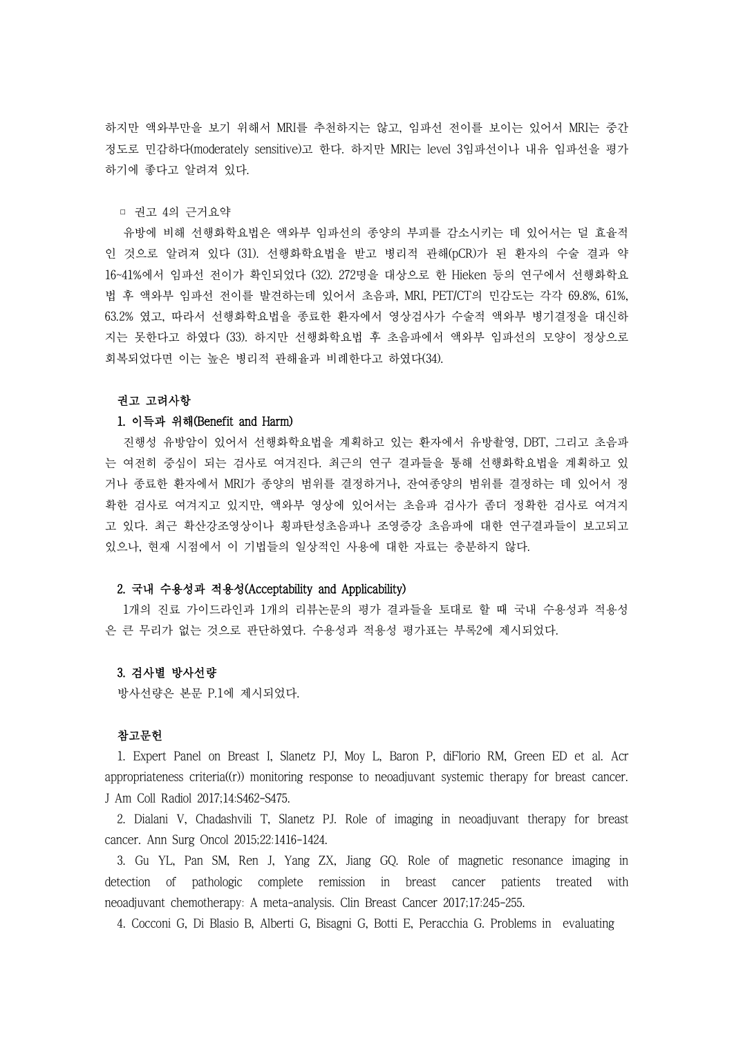하지만 액와부만을 보기 위해서 MRI를 추천하지는 않고, 임파선 전이를 보이는 있어서 MRI는 중간 정도로 민감하다(moderately sensitive)고 한다. 하지만 MRI는 level 3임파선이나 내유 임파선을 평가하기에 좋다고 알려져 있다.

ㅁ 권고 4의 근거요약

유방에 비해 선행화학요법은 액와부 임파선의 종양의 부피를 감소시키는 데 있어서는 덜 효율적인 것으로 알려져 있다 (31). 선행화학요법을 받고 병리적 관해(pCR)가 된 환자의 수술 결과 약 16~41%에서 임파선 전이가 확인되었다 (32). 272명을 대상으로 한 Hieken 등의 연구에서 선행화학요법 후 액와부 임파선 전이를 발견하는데 있어서 초음파, MRI, PET/CT의 민감도는 각각 69.8%, 61%, 63.2% 였고, 따라서 선행화학요법을 종료한 환자에서 영상검사가 수술적 액와부 병기결정을 대신하지는 못한다고 하였다 (33). 하지만 선행화학요법 후 초음파에서 액와부 임파선의 모양이 정상으로 회복되었다면 이는 높은 병리적 관해율과 비례한다고 하였다(34).

**권고 고려사항**

**1. 이득과 위해(Benefit and Harm)**

진행성 유방암이 있어서 선행화학요법을 계획하고 있는 환자에서 유방촬영, DBT, 그리고 초음파는 여전히 중심이 되는 검사로 여겨진다. 최근의 연구 결과들을 통해 선행화학요법을 계획하고 있거나 종료한 환자에서 MRI가 종양의 범위를 결정하거나, 잔여종양의 범위를 결정하는 데 있어서 정확한 검사로 여겨지고 있지만, 액와부 영상에 있어서는 초음파 검사가 좀더 정확한 검사로 여겨지고 있다. 최근 확산강조영상이나 횡파탄성초음파나 조영증강 초음파에 대한 연구결과들이 보고되고 있으나, 현재 시점에서 이 기법들의 일상적인 사용에 대한 자료는 충분하지 않다.

**2. 국내 수용성과 적용성(Acceptability and Applicability)**

1개의 진료 가이드라인과 1개의 리뷰논문의 평가 결과들을 토대로 할 때 국내 수용성과 적용성은 큰 무리가 없는 것으로 판단하였다. 수용성과 적용성 평가표는 부록2에 제시되었다.

**3. 검사별 방사선량**

방사선량은 본문 P.1에 제시되었다.

**참고문헌**

1. Expert Panel on Breast I, Slanetz PJ, Moy L, Baron P, diFlorio RM, Green ED et al. Acr appropriateness criteria((r)) monitoring response to neoadjuvant systemic therapy for breast cancer. J Am Coll Radiol 2017;14:S462-S475.
2. Dialani V, Chadashvili T, Slanetz PJ. Role of imaging in neoadjuvant therapy for breast cancer. Ann Surg Oncol 2015;22:1416-1424.
3. Gu YL, Pan SM, Ren J, Yang ZX, Jiang GQ. Role of magnetic resonance imaging in detection of pathologic complete remission in breast cancer patients treated with neoadjuvant chemotherapy: A meta-analysis. Clin Breast Cancer 2017;17:245-255.
4. Cocconi G, Di Blasio B, Alberti G, Bisagni G, Botti E, Peracchia G. Problems in evaluating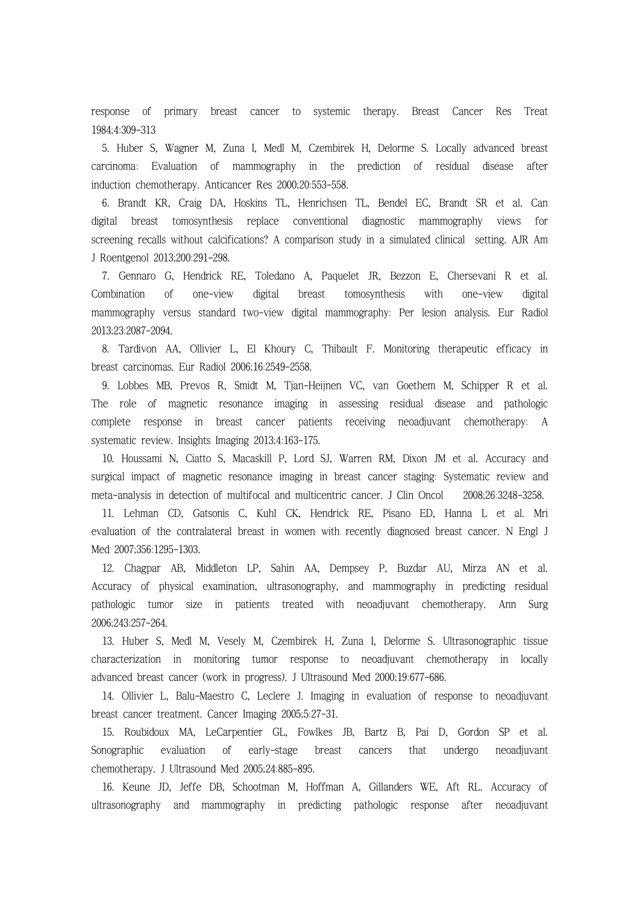response of primary breast cancer to systemic therapy. Breast Cancer Res Treat 1984;4:309-313

5. Huber S, Wagner M, Zuna I, Medl M, Czembirek H, Delorme S. Locally advanced breast carcinoma: Evaluation of mammography in the prediction of residual disease after induction chemotherapy. Anticancer Res 2000;20:553-558.

6. Brandt KR, Craig DA, Hoskins TL, Henrichsen TL, Bendel EC, Brandt SR et al. Can digital breast tomosynthesis replace conventional diagnostic mammography views for screening recalls without calcifications? A comparison study in a simulated clinical setting. AJR Am J Roentgenol 2013;200:291-298.

7. Gennaro G, Hendrick RE, Toledano A, Paquelet JR, Bezzon E, Chersevani R et al. Combination of one-view digital breast tomosynthesis with one-view digital mammography versus standard two-view digital mammography: Per lesion analysis. Eur Radiol 2013;23:2087-2094.

8. Tardivon AA, Ollivier L, El Khoury C, Thibault F. Monitoring therapeutic efficacy in breast carcinomas. Eur Radiol 2006;16:2549-2558.

9. Lobbes MB, Prevos R, Smidt M, Tjan-Heijnen VC, van Goethem M, Schipper R et al. The role of magnetic resonance imaging in assessing residual disease and pathologic complete response in breast cancer patients receiving neoadjuvant chemotherapy: A systematic review. Insights Imaging 2013;4:163-175.

10. Houssami N, Ciatto S, Macaskill P, Lord SJ, Warren RM, Dixon JM et al. Accuracy and surgical impact of magnetic resonance imaging in breast cancer staging: Systematic review and meta-analysis in detection of multifocal and multicentric cancer. J Clin Oncol 2008;26:3248-3258.

11. Lehman CD, Gatsonis C, Kuhl CK, Hendrick RE, Pisano ED, Hanna L et al. Mri evaluation of the contralateral breast in women with recently diagnosed breast cancer. N Engl J Med 2007;356:1295-1303.

12. Chagpar AB, Middleton LP, Sahin AA, Dempsey P, Buzdar AU, Mirza AN et al. Accuracy of physical examination, ultrasonography, and mammography in predicting residual pathologic tumor size in patients treated with neoadjuvant chemotherapy. Ann Surg 2006;243:257-264.

13. Huber S, Medl M, Vesely M, Czembirek H, Zuna I, Delorme S. Ultrasonographic tissue characterization in monitoring tumor response to neoadjuvant chemotherapy in locally advanced breast cancer (work in progress). J Ultrasound Med 2000;19:677-686.

14. Ollivier L, Balu-Maestro C, Leclere J. Imaging in evaluation of response to neoadjuvant breast cancer treatment. Cancer Imaging 2005;5:27-31.

15. Roubidoux MA, LeCarpentier GL, Fowlkes JB, Bartz B, Pai D, Gordon SP et al. Sonographic evaluation of early-stage breast cancers that undergo neoadjuvant chemotherapy. J Ultrasound Med 2005;24:885-895.

16. Keune JD, Jeffe DB, Schootman M, Hoffman A, Gillanders WE, Aft RL. Accuracy of ultrasonography and mammography in predicting pathologic response after neoadjuvant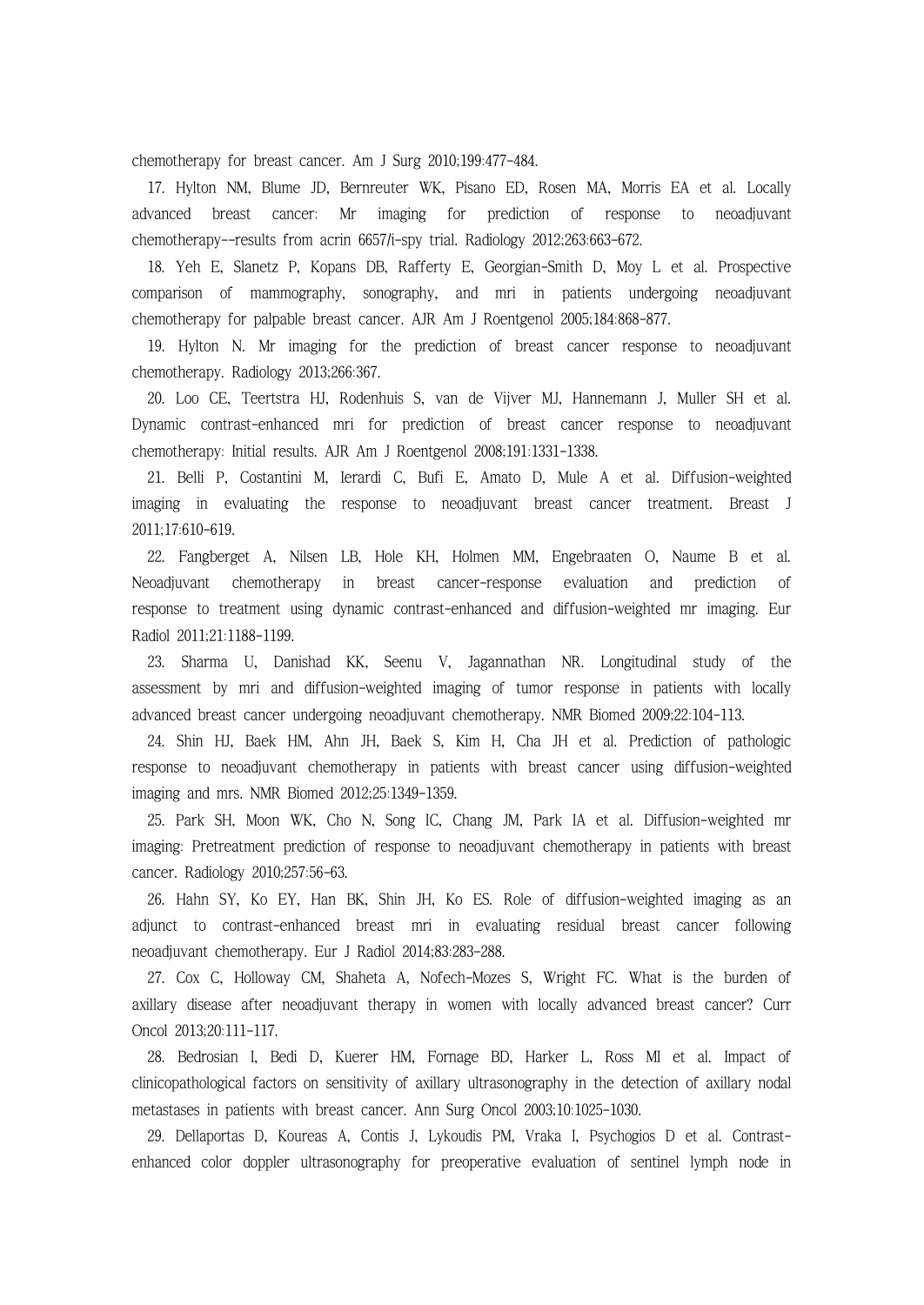chemotherapy for breast cancer. Am J Surg 2010;199:477-484.

17. Hylton NM, Blume JD, Bernreuter WK, Pisano ED, Rosen MA, Morris EA et al. Locally advanced breast cancer: Mr imaging for prediction of response to neoadjuvant chemotherapy--results from acrin 6657/i-spy trial. Radiology 2012;263:663-672.

18. Yeh E, Slanetz P, Kopans DB, Rafferty E, Georgian-Smith D, Moy L et al. Prospective comparison of mammography, sonography, and mri in patients undergoing neoadjuvant chemotherapy for palpable breast cancer. AJR Am J Roentgenol 2005;184:868-877.

19. Hylton N. Mr imaging for the prediction of breast cancer response to neoadjuvant chemotherapy. Radiology 2013;266:367.

20. Loo CE, Teertstra HJ, Rodenhuis S, van de Vijver MJ, Hannemann J, Muller SH et al. Dynamic contrast-enhanced mri for prediction of breast cancer response to neoadjuvant chemotherapy: Initial results. AJR Am J Roentgenol 2008;191:1331-1338.

21. Belli P, Costantini M, Ierardi C, Bufi E, Amato D, Mule A et al. Diffusion-weighted imaging in evaluating the response to neoadjuvant breast cancer treatment. Breast J 2011;17:610-619.

22. Fangberget A, Nilsen LB, Hole KH, Holmen MM, Engebraaten O, Naume B et al. Neoadjuvant chemotherapy in breast cancer-response evaluation and prediction of response to treatment using dynamic contrast-enhanced and diffusion-weighted mr imaging. Eur Radiol 2011;21:1188-1199.

23. Sharma U, Danishad KK, Seenu V, Jagannathan NR. Longitudinal study of the assessment by mri and diffusion-weighted imaging of tumor response in patients with locally advanced breast cancer undergoing neoadjuvant chemotherapy. NMR Biomed 2009;22:104-113.

24. Shin HJ, Baek HM, Ahn JH, Baek S, Kim H, Cha JH et al. Prediction of pathologic response to neoadjuvant chemotherapy in patients with breast cancer using diffusion-weighted imaging and mrs. NMR Biomed 2012;25:1349-1359.

25. Park SH, Moon WK, Cho N, Song IC, Chang JM, Park IA et al. Diffusion-weighted mr imaging: Pretreatment prediction of response to neoadjuvant chemotherapy in patients with breast cancer. Radiology 2010;257:56-63.

26. Hahn SY, Ko EY, Han BK, Shin JH, Ko ES. Role of diffusion-weighted imaging as an adjunct to contrast-enhanced breast mri in evaluating residual breast cancer following neoadjuvant chemotherapy. Eur J Radiol 2014;83:283-288.

27. Cox C, Holloway CM, Shaheta A, Nofech-Mozes S, Wright FC. What is the burden of axillary disease after neoadjuvant therapy in women with locally advanced breast cancer? Curr Oncol 2013;20:111-117.

28. Bedrosian I, Bedi D, Kuerer HM, Fornage BD, Harker L, Ross MI et al. Impact of clinicopathological factors on sensitivity of axillary ultrasonography in the detection of axillary nodal metastases in patients with breast cancer. Ann Surg Oncol 2003;10:1025-1030.

29. Dellaportas D, Koureas A, Contis J, Lykoudis PM, Vraka I, Psychogios D et al. Contrast-enhanced color doppler ultrasonography for preoperative evaluation of sentinel lymph node in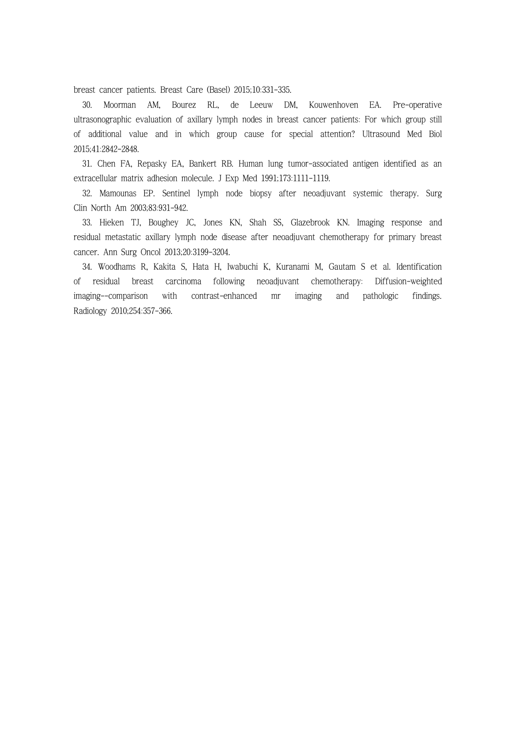breast cancer patients. Breast Care (Basel) 2015;10:331-335.

30. Moorman AM, Bourez RL, de Leeuw DM, Kouwenhoven EA. Pre-operative ultrasonographic evaluation of axillary lymph nodes in breast cancer patients: For which group still of additional value and in which group cause for special attention? Ultrasound Med Biol 2015;41:2842-2848.

31. Chen FA, Repasky EA, Bankert RB. Human lung tumor-associated antigen identified as an extracellular matrix adhesion molecule. J Exp Med 1991;173:1111-1119.

32. Mamounas EP. Sentinel lymph node biopsy after neoadjuvant systemic therapy. Surg Clin North Am 2003;83:931-942.

33. Hieken TJ, Boughey JC, Jones KN, Shah SS, Glazebrook KN. Imaging response and residual metastatic axillary lymph node disease after neoadjuvant chemotherapy for primary breast cancer. Ann Surg Oncol 2013;20:3199-3204.

34. Woodhams R, Kakita S, Hata H, Iwabuchi K, Kuranami M, Gautam S et al. Identification of residual breast carcinoma following neoadjuvant chemotherapy: Diffusion-weighted imaging--comparison with contrast-enhanced mr imaging and pathologic findings. Radiology 2010;254:357-366.